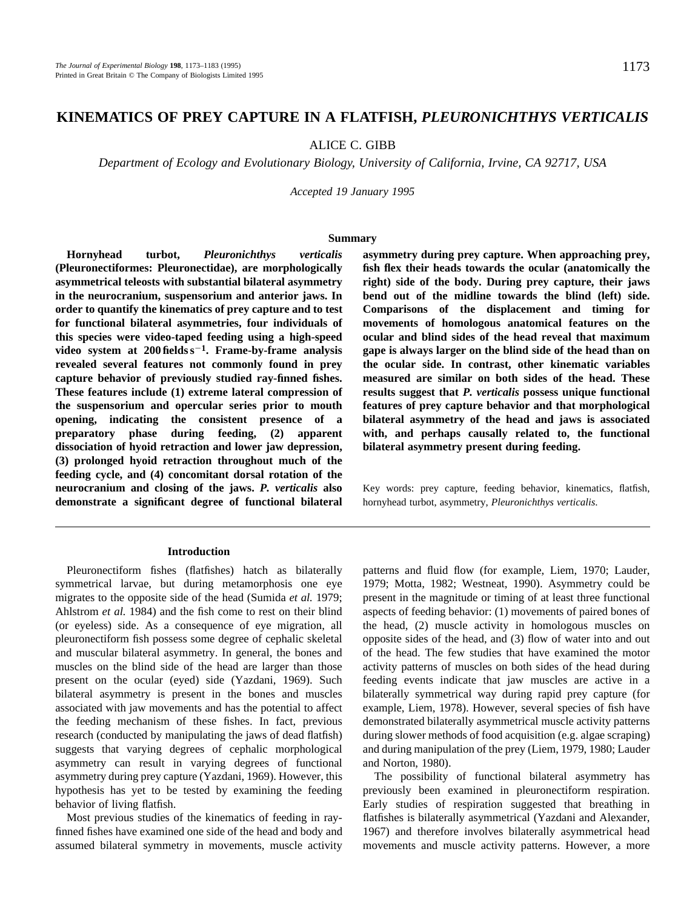# KINEMATICS OF PREY CAPTURE IN A FLATFISH, *PLEURONICHTHYS VERTICALIS*

ALICE C. GIBB

*Department of Ecology and Evolutionary Biology, University of California, Irvine, CA 92717, USA*

*Accepted 19 January 1995*

## Summary

**Hornyhead turbot, *Pleuronichthys verticalis* (Pleuronectiformes: Pleuronectidae), are morphologically asymmetrical teleosts with substantial bilateral asymmetry in the neurocranium, suspensorium and anterior jaws. In order to quantify the kinematics of prey capture and to test for functional bilateral asymmetries, four individuals of this species were video-taped feeding using a high-speed video system at 200 fields $s^{-1}$. Frame-by-frame analysis revealed several features not commonly found in prey capture behavior of previously studied ray-finned fishes. These features include (1) extreme lateral compression of the suspensorium and opercular series prior to mouth opening, indicating the consistent presence of a preparatory phase during feeding, (2) apparent dissociation of hyoid retraction and lower jaw depression, (3) prolonged hyoid retraction throughout much of the feeding cycle, and (4) concomitant dorsal rotation of the neurocranium and closing of the jaws. *P. verticalis* also demonstrate a significant degree of functional bilateral asymmetry during prey capture. When approaching prey, fish flex their heads towards the ocular (anatomically the right) side of the body. During prey capture, their jaws bend out of the midline towards the blind (left) side. Comparisons of the displacement and timing for movements of homologous anatomical features on the ocular and blind sides of the head reveal that maximum gape is always larger on the blind side of the head than on the ocular side. In contrast, other kinematic variables measured are similar on both sides of the head. These results suggest that *P. verticalis* possess unique functional features of prey capture behavior and that morphological bilateral asymmetry of the head and jaws is associated with, and perhaps causally related to, the functional bilateral asymmetry present during feeding.**

Key words: prey capture, feeding behavior, kinematics, flatfish, hornyhead turbot, asymmetry, *Pleuronichthys verticalis*.

## Introduction

Pleuronectiform fishes (flatfishes) hatch as bilaterally symmetrical larvae, but during metamorphosis one eye migrates to the opposite side of the head (Sumida *et al.* 1979; Ahlstrom *et al.* 1984) and the fish come to rest on their blind (or eyeless) side. As a consequence of eye migration, all pleuronectiform fish possess some degree of cephalic skeletal and muscular bilateral asymmetry. In general, the bones and muscles on the blind side of the head are larger than those present on the ocular (eyed) side (Yazdani, 1969). Such bilateral asymmetry is present in the bones and muscles associated with jaw movements and has the potential to affect the feeding mechanism of these fishes. In fact, previous research (conducted by manipulating the jaws of dead flatfish) suggests that varying degrees of cephalic morphological asymmetry can result in varying degrees of functional asymmetry during prey capture (Yazdani, 1969). However, this hypothesis has yet to be tested by examining the feeding behavior of living flatfish.

Most previous studies of the kinematics of feeding in ray-finned fishes have examined one side of the head and body and assumed bilateral symmetry in movements, muscle activity patterns and fluid flow (for example, Liem, 1970; Lauder, 1979; Motta, 1982; Westneat, 1990). Asymmetry could be present in the magnitude or timing of at least three functional aspects of feeding behavior: (1) movements of paired bones of the head, (2) muscle activity in homologous muscles on opposite sides of the head, and (3) flow of water into and out of the head. The few studies that have examined the motor activity patterns of muscles on both sides of the head during feeding events indicate that jaw muscles are active in a bilaterally symmetrical way during rapid prey capture (for example, Liem, 1978). However, several species of fish have demonstrated bilaterally asymmetrical muscle activity patterns during slower methods of food acquisition (e.g. algae scraping) and during manipulation of the prey (Liem, 1979, 1980; Lauder and Norton, 1980).

The possibility of functional bilateral asymmetry has previously been examined in pleuronectiform respiration. Early studies of respiration suggested that breathing in flatfishes is bilaterally asymmetrical (Yazdani and Alexander, 1967) and therefore involves bilaterally asymmetrical head movements and muscle activity patterns. However, a more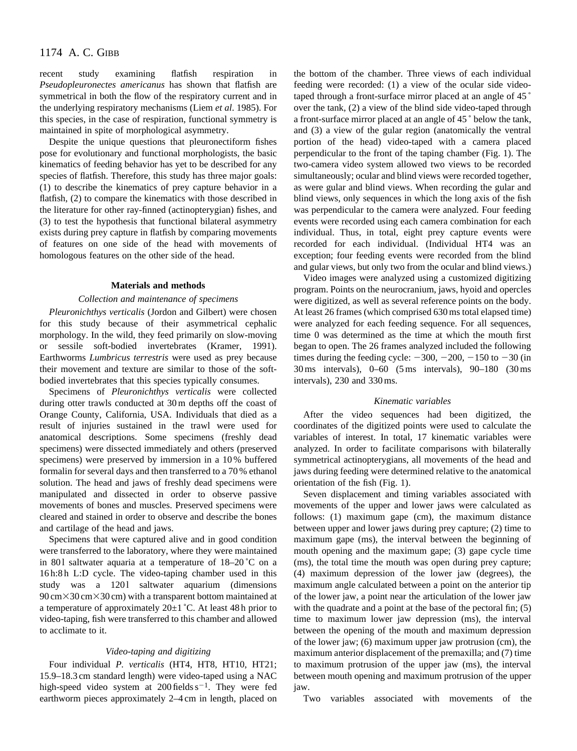recent study examining flatfish respiration in *Pseudopleuronectes americanus* has shown that flatfish are symmetrical in both the flow of the respiratory current and in the underlying respiratory mechanisms (Liem *et al*. 1985). For this species, in the case of respiration, functional symmetry is maintained in spite of morphological asymmetry.

Despite the unique questions that pleuronectiform fishes pose for evolutionary and functional morphologists, the basic kinematics of feeding behavior has yet to be described for any species of flatfish. Therefore, this study has three major goals: (1) to describe the kinematics of prey capture behavior in a flatfish, (2) to compare the kinematics with those described in the literature for other ray-finned (actinopterygian) fishes, and (3) to test the hypothesis that functional bilateral asymmetry exists during prey capture in flatfish by comparing movements of features on one side of the head with movements of homologous features on the other side of the head.

## Materials and methods

### *Collection and maintenance of specimens*

*Pleuronichthys verticalis* (Jordon and Gilbert) were chosen for this study because of their asymmetrical cephalic morphology. In the wild, they feed primarily on slow-moving or sessile soft-bodied invertebrates (Kramer, 1991). Earthworms *Lumbricus terrestris* were used as prey because their movement and texture are similar to those of the soft-bodied invertebrates that this species typically consumes.

Specimens of *Pleuronichthys verticalis* were collected during otter trawls conducted at 30 m depths off the coast of Orange County, California, USA. Individuals that died as a result of injuries sustained in the trawl were used for anatomical descriptions. Some specimens (freshly dead specimens) were dissected immediately and others (preserved specimens) were preserved by immersion in a 10 % buffered formalin for several days and then transferred to a 70 % ethanol solution. The head and jaws of freshly dead specimens were manipulated and dissected in order to observe passive movements of bones and muscles. Preserved specimens were cleared and stained in order to observe and describe the bones and cartilage of the head and jaws.

Specimens that were captured alive and in good condition were transferred to the laboratory, where they were maintained in 80 l saltwater aquaria at a temperature of 18–20 °C on a 16 h:8 h L:D cycle. The video-taping chamber used in this study was a 120 l saltwater aquarium (dimensions 90 cm×30 cm×30 cm) with a transparent bottom maintained at a temperature of approximately 20±1 °C. At least 48 h prior to video-taping, fish were transferred to this chamber and allowed to acclimate to it.

### *Video-taping and digitizing*

Four individual *P. verticalis* (HT4, HT8, HT10, HT21; 15.9–18.3 cm standard length) were video-taped using a NAC high-speed video system at 200 fields $s^{-1}$. They were fed earthworm pieces approximately 2–4 cm in length, placed on the bottom of the chamber. Three views of each individual feeding were recorded: (1) a view of the ocular side video-taped through a front-surface mirror placed at an angle of 45 ° over the tank, (2) a view of the blind side video-taped through a front-surface mirror placed at an angle of 45 ° below the tank, and (3) a view of the gular region (anatomically the ventral portion of the head) video-taped with a camera placed perpendicular to the front of the taping chamber (Fig. 1). The two-camera video system allowed two views to be recorded simultaneously; ocular and blind views were recorded together, as were gular and blind views. When recording the gular and blind views, only sequences in which the long axis of the fish was perpendicular to the camera were analyzed. Four feeding events were recorded using each camera combination for each individual. Thus, in total, eight prey capture events were recorded for each individual. (Individual HT4 was an exception; four feeding events were recorded from the blind and gular views, but only two from the ocular and blind views.)

Video images were analyzed using a customized digitizing program. Points on the neurocranium, jaws, hyoid and opercles were digitized, as well as several reference points on the body. At least 26 frames (which comprised 630 ms total elapsed time) were analyzed for each feeding sequence. For all sequences, time 0 was determined as the time at which the mouth first began to open. The 26 frames analyzed included the following times during the feeding cycle: −300, −200, −150 to −30 (in 30 ms intervals), 0–60 (5 ms intervals), 90–180 (30 ms intervals), 230 and 330 ms.

### *Kinematic variables*

After the video sequences had been digitized, the coordinates of the digitized points were used to calculate the variables of interest. In total, 17 kinematic variables were analyzed. In order to facilitate comparisons with bilaterally symmetrical actinopterygians, all movements of the head and jaws during feeding were determined relative to the anatomical orientation of the fish (Fig. 1).

Seven displacement and timing variables associated with movements of the upper and lower jaws were calculated as follows: (1) maximum gape (cm), the maximum distance between upper and lower jaws during prey capture; (2) time to maximum gape (ms), the interval between the beginning of mouth opening and the maximum gape; (3) gape cycle time (ms), the total time the mouth was open during prey capture; (4) maximum depression of the lower jaw (degrees), the maximum angle calculated between a point on the anterior tip of the lower jaw, a point near the articulation of the lower jaw with the quadrate and a point at the base of the pectoral fin; (5) time to maximum lower jaw depression (ms), the interval between the opening of the mouth and maximum depression of the lower jaw; (6) maximum upper jaw protrusion (cm), the maximum anterior displacement of the premaxilla; and (7) time to maximum protrusion of the upper jaw (ms), the interval between mouth opening and maximum protrusion of the upper jaw.

Two variables associated with movements of the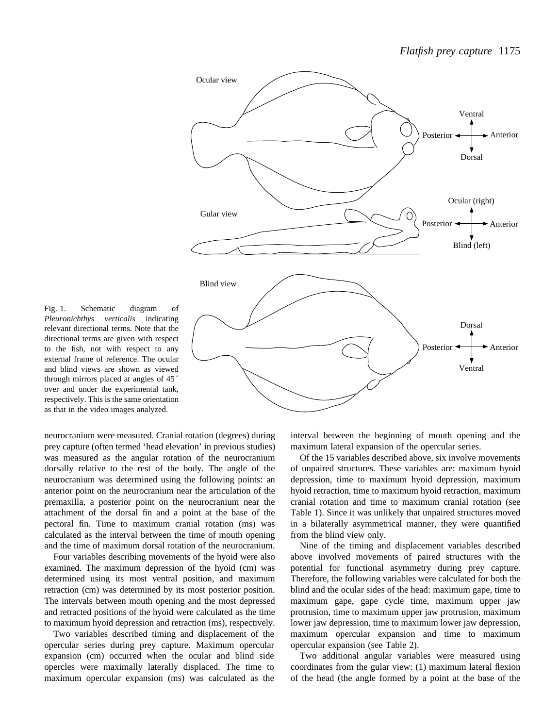Fig. 1. Schematic diagram of *Pleuronichthys verticalis* indicating relevant directional terms. Note that the directional terms are given with respect to the fish, not with respect to any external frame of reference. The ocular and blind views are shown as viewed through mirrors placed at angles of 45 ° over and under the experimental tank, respectively. This is the same orientation as that in the video images analyzed.

neurocranium were measured. Cranial rotation (degrees) during prey capture (often termed 'head elevation' in previous studies) was measured as the angular rotation of the neurocranium dorsally relative to the rest of the body. The angle of the neurocranium was determined using the following points: an anterior point on the neurocranium near the articulation of the premaxilla, a posterior point on the neurocranium near the attachment of the dorsal fin and a point at the base of the pectoral fin. Time to maximum cranial rotation (ms) was calculated as the interval between the time of mouth opening and the time of maximum dorsal rotation of the neurocranium.

Four variables describing movements of the hyoid were also examined. The maximum depression of the hyoid (cm) was determined using its most ventral position, and maximum retraction (cm) was determined by its most posterior position. The intervals between mouth opening and the most depressed and retracted positions of the hyoid were calculated as the time to maximum hyoid depression and retraction (ms), respectively.

Two variables described timing and displacement of the opercular series during prey capture. Maximum opercular expansion (cm) occurred when the ocular and blind side opercles were maximally laterally displaced. The time to maximum opercular expansion (ms) was calculated as the interval between the beginning of mouth opening and the maximum lateral expansion of the opercular series.

Of the 15 variables described above, six involve movements of unpaired structures. These variables are: maximum hyoid depression, time to maximum hyoid depression, maximum hyoid retraction, time to maximum hyoid retraction, maximum cranial rotation and time to maximum cranial rotation (see Table 1). Since it was unlikely that unpaired structures moved in a bilaterally asymmetrical manner, they were quantified from the blind view only.

Nine of the timing and displacement variables described above involved movements of paired structures with the potential for functional asymmetry during prey capture. Therefore, the following variables were calculated for both the blind and the ocular sides of the head: maximum gape, time to maximum gape, gape cycle time, maximum upper jaw protrusion, time to maximum upper jaw protrusion, maximum lower jaw depression, time to maximum lower jaw depression, maximum opercular expansion and time to maximum opercular expansion (see Table 2).

Two additional angular variables were measured using coordinates from the gular view: (1) maximum lateral flexion of the head (the angle formed by a point at the base of the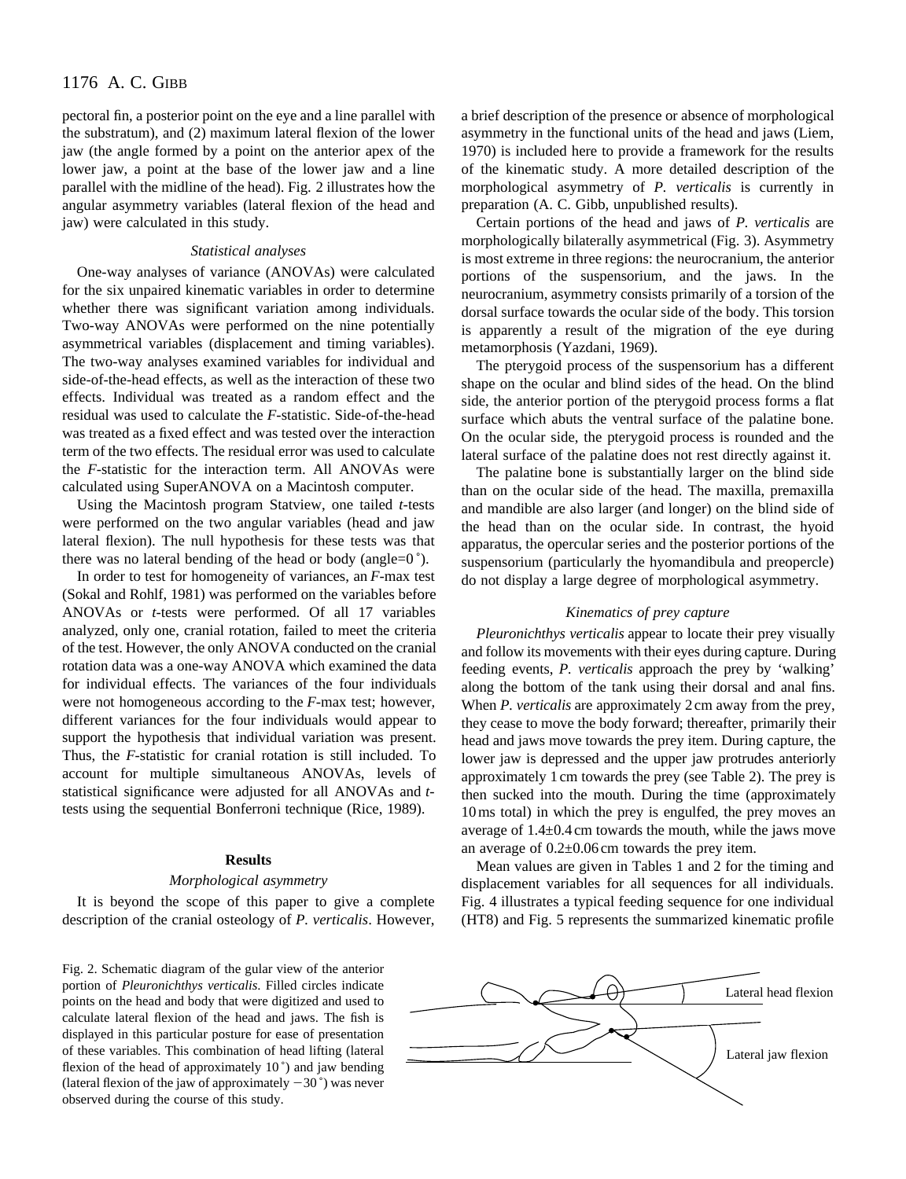pectoral fin, a posterior point on the eye and a line parallel with the substratum), and (2) maximum lateral flexion of the lower jaw (the angle formed by a point on the anterior apex of the lower jaw, a point at the base of the lower jaw and a line parallel with the midline of the head). Fig. 2 illustrates how the angular asymmetry variables (lateral flexion of the head and jaw) were calculated in this study.

### *Statistical analyses*

One-way analyses of variance (ANOVAs) were calculated for the six unpaired kinematic variables in order to determine whether there was significant variation among individuals. Two-way ANOVAs were performed on the nine potentially asymmetrical variables (displacement and timing variables). The two-way analyses examined variables for individual and side-of-the-head effects, as well as the interaction of these two effects. Individual was treated as a random effect and the residual was used to calculate the *F*-statistic. Side-of-the-head was treated as a fixed effect and was tested over the interaction term of the two effects. The residual error was used to calculate the *F*-statistic for the interaction term. All ANOVAs were calculated using SuperANOVA on a Macintosh computer.

Using the Macintosh program Statview, one tailed *t*-tests were performed on the two angular variables (head and jaw lateral flexion). The null hypothesis for these tests was that there was no lateral bending of the head or body (angle=0 ˚).

In order to test for homogeneity of variances, an *F*-max test (Sokal and Rohlf, 1981) was performed on the variables before ANOVAs or *t*-tests were performed. Of all 17 variables analyzed, only one, cranial rotation, failed to meet the criteria of the test. However, the only ANOVA conducted on the cranial rotation data was a one-way ANOVA which examined the data for individual effects. The variances of the four individuals were not homogeneous according to the *F*-max test; however, different variances for the four individuals would appear to support the hypothesis that individual variation was present. Thus, the *F*-statistic for cranial rotation is still included. To account for multiple simultaneous ANOVAs, levels of statistical significance were adjusted for all ANOVAs and *t*-tests using the sequential Bonferroni technique (Rice, 1989).

## Results

### *Morphological asymmetry*

It is beyond the scope of this paper to give a complete description of the cranial osteology of *P. verticalis*. However, a brief description of the presence or absence of morphological asymmetry in the functional units of the head and jaws (Liem, 1970) is included here to provide a framework for the results of the kinematic study. A more detailed description of the morphological asymmetry of *P. verticalis* is currently in preparation (A. C. Gibb, unpublished results).

Certain portions of the head and jaws of *P. verticalis* are morphologically bilaterally asymmetrical (Fig. 3). Asymmetry is most extreme in three regions: the neurocranium, the anterior portions of the suspensorium, and the jaws. In the neurocranium, asymmetry consists primarily of a torsion of the dorsal surface towards the ocular side of the body. This torsion is apparently a result of the migration of the eye during metamorphosis (Yazdani, 1969).

The pterygoid process of the suspensorium has a different shape on the ocular and blind sides of the head. On the blind side, the anterior portion of the pterygoid process forms a flat surface which abuts the ventral surface of the palatine bone. On the ocular side, the pterygoid process is rounded and the lateral surface of the palatine does not rest directly against it.

The palatine bone is substantially larger on the blind side than on the ocular side of the head. The maxilla, premaxilla and mandible are also larger (and longer) on the blind side of the head than on the ocular side. In contrast, the hyoid apparatus, the opercular series and the posterior portions of the suspensorium (particularly the hyomandibula and preopercle) do not display a large degree of morphological asymmetry.

### *Kinematics of prey capture*

*Pleuronichthys verticalis* appear to locate their prey visually and follow its movements with their eyes during capture. During feeding events, *P. verticalis* approach the prey by 'walking' along the bottom of the tank using their dorsal and anal fins. When *P. verticalis* are approximately 2 cm away from the prey, they cease to move the body forward; thereafter, primarily their head and jaws move towards the prey item. During capture, the lower jaw is depressed and the upper jaw protrudes anteriorly approximately 1 cm towards the prey (see Table 2). The prey is then sucked into the mouth. During the time (approximately 10 ms total) in which the prey is engulfed, the prey moves an average of 1.4±0.4 cm towards the mouth, while the jaws move an average of 0.2±0.06 cm towards the prey item.

Mean values are given in Tables 1 and 2 for the timing and displacement variables for all sequences for all individuals. Fig. 4 illustrates a typical feeding sequence for one individual (HT8) and Fig. 5 represents the summarized kinematic profile

Fig. 2. Schematic diagram of the gular view of the anterior portion of *Pleuronichthys verticalis*. Filled circles indicate points on the head and body that were digitized and used to calculate lateral flexion of the head and jaws. The fish is displayed in this particular posture for ease of presentation of these variables. This combination of head lifting (lateral flexion of the head of approximately 10 ˚) and jaw bending (lateral flexion of the jaw of approximately −30 ˚) was never observed during the course of this study.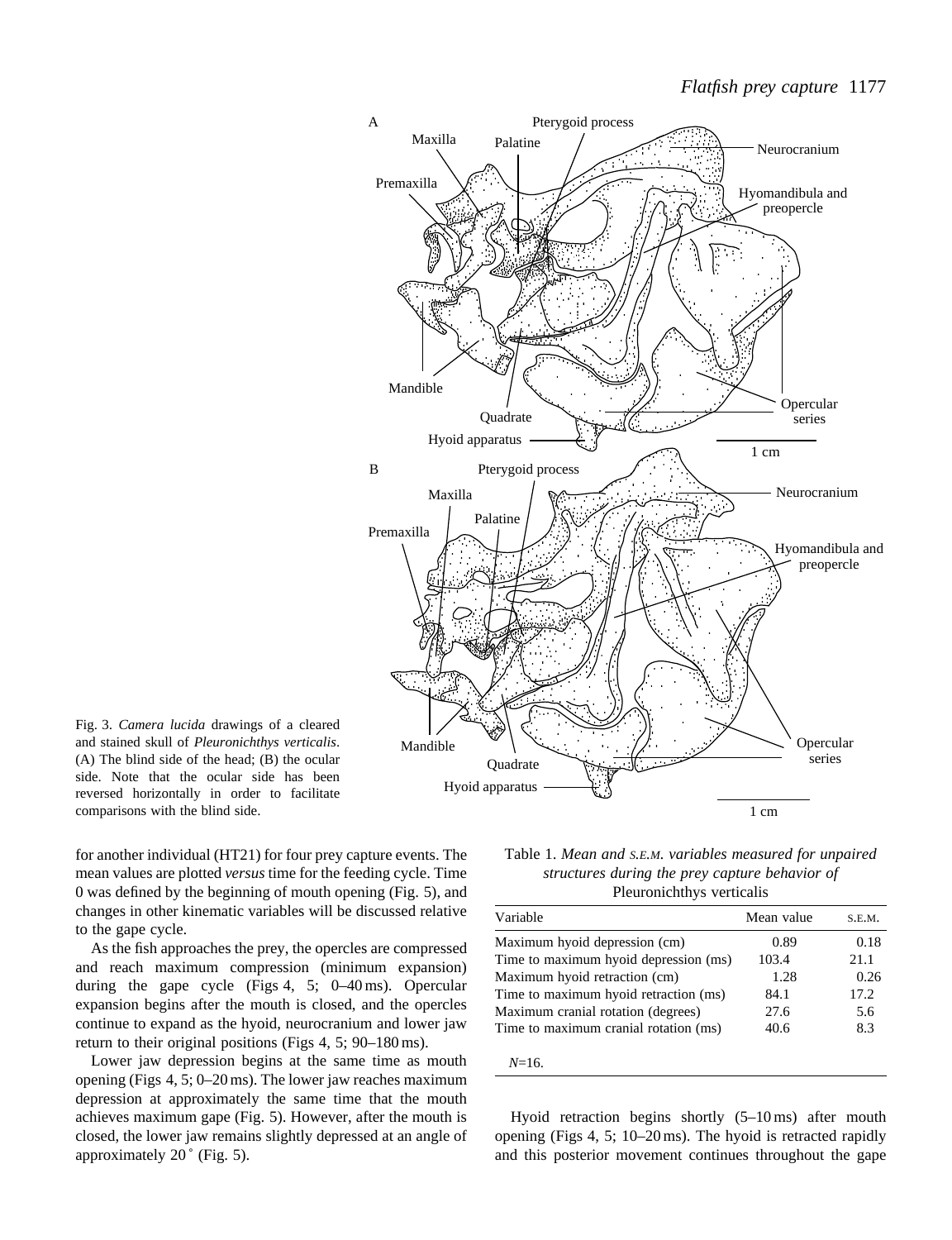Fig. 3. *Camera lucida* drawings of a cleared and stained skull of *Pleuronichthys verticalis*. (A) The blind side of the head; (B) the ocular side. Note that the ocular side has been reversed horizontally in order to facilitate comparisons with the blind side.

for another individual (HT21) for four prey capture events. The mean values are plotted *versus* time for the feeding cycle. Time 0 was defined by the beginning of mouth opening (Fig. 5), and changes in other kinematic variables will be discussed relative to the gape cycle.

As the fish approaches the prey, the opercles are compressed and reach maximum compression (minimum expansion) during the gape cycle (Figs 4, 5; 0–40 ms). Opercular expansion begins after the mouth is closed, and the opercles continue to expand as the hyoid, neurocranium and lower jaw return to their original positions (Figs 4, 5; 90–180 ms).

Lower jaw depression begins at the same time as mouth opening (Figs 4, 5; 0–20 ms). The lower jaw reaches maximum depression at approximately the same time that the mouth achieves maximum gape (Fig. 5). However, after the mouth is closed, the lower jaw remains slightly depressed at an angle of approximately 20 ° (Fig. 5).

Table 1. *Mean and S.E.M. variables measured for unpaired structures during the prey capture behavior of* Pleuronichthys verticalis

| Variable | Mean value | S.E.M. |
|---|---|---|
| Maximum hyoid depression (cm) | 0.89 | 0.18 |
| Time to maximum hyoid depression (ms) | 103.4 | 21.1 |
| Maximum hyoid retraction (cm) | 1.28 | 0.26 |
| Time to maximum hyoid retraction (ms) | 84.1 | 17.2 |
| Maximum cranial rotation (degrees) | 27.6 | 5.6 |
| Time to maximum cranial rotation (ms) | 40.6 | 8.3 |

$N$=16.

Hyoid retraction begins shortly (5–10 ms) after mouth opening (Figs 4, 5; 10–20 ms). The hyoid is retracted rapidly and this posterior movement continues throughout the gape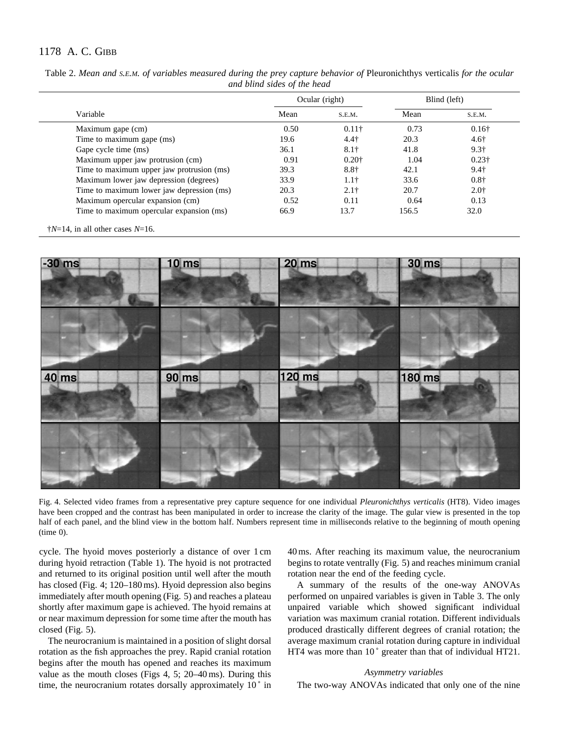Table 2. *Mean and* s.e.m. *of variables measured during the prey capture behavior of* Pleuronichthys verticalis *for the ocular and blind sides of the head*

| Variable | Ocular (right) | | Blind (left) | |
|---|---|---|---|---|
| | Mean | s.e.m. | Mean | s.e.m. |
| Maximum gape (cm) | 0.50 | 0.11† | 0.73 | 0.16† |
| Time to maximum gape (ms) | 19.6 | 4.4† | 20.3 | 4.6† |
| Gape cycle time (ms) | 36.1 | 8.1† | 41.8 | 9.3† |
| Maximum upper jaw protrusion (cm) | 0.91 | 0.20† | 1.04 | 0.23† |
| Time to maximum upper jaw protrusion (ms) | 39.3 | 8.8† | 42.1 | 9.4† |
| Maximum lower jaw depression (degrees) | 33.9 | 1.1† | 33.6 | 0.8† |
| Time to maximum lower jaw depression (ms) | 20.3 | 2.1† | 20.7 | 2.0† |
| Maximum opercular expansion (cm) | 0.52 | 0.11 | 0.64 | 0.13 |
| Time to maximum opercular expansion (ms) | 66.9 | 13.7 | 156.5 | 32.0 |

†*N*=14, in all other cases *N*=16.

Fig. 4. Selected video frames from a representative prey capture sequence for one individual *Pleuronichthys verticalis* (HT8). Video images have been cropped and the contrast has been manipulated in order to increase the clarity of the image. The gular view is presented in the top half of each panel, and the blind view in the bottom half. Numbers represent time in milliseconds relative to the beginning of mouth opening (time 0).

cycle. The hyoid moves posteriorly a distance of over 1 cm during hyoid retraction (Table 1). The hyoid is not protracted and returned to its original position until well after the mouth has closed (Fig. 4; 120–180 ms). Hyoid depression also begins immediately after mouth opening (Fig. 5) and reaches a plateau shortly after maximum gape is achieved. The hyoid remains at or near maximum depression for some time after the mouth has closed (Fig. 5).

The neurocranium is maintained in a position of slight dorsal rotation as the fish approaches the prey. Rapid cranial rotation begins after the mouth has opened and reaches its maximum value as the mouth closes (Figs 4, 5; 20–40 ms). During this time, the neurocranium rotates dorsally approximately 10 ˚ in 40 ms. After reaching its maximum value, the neurocranium begins to rotate ventrally (Fig. 5) and reaches minimum cranial rotation near the end of the feeding cycle.

A summary of the results of the one-way ANOVAs performed on unpaired variables is given in Table 3. The only unpaired variable which showed significant individual variation was maximum cranial rotation. Different individuals produced drastically different degrees of cranial rotation; the average maximum cranial rotation during capture in individual HT4 was more than 10 ˚ greater than that of individual HT21.

### *Asymmetry variables*

The two-way ANOVAs indicated that only one of the nine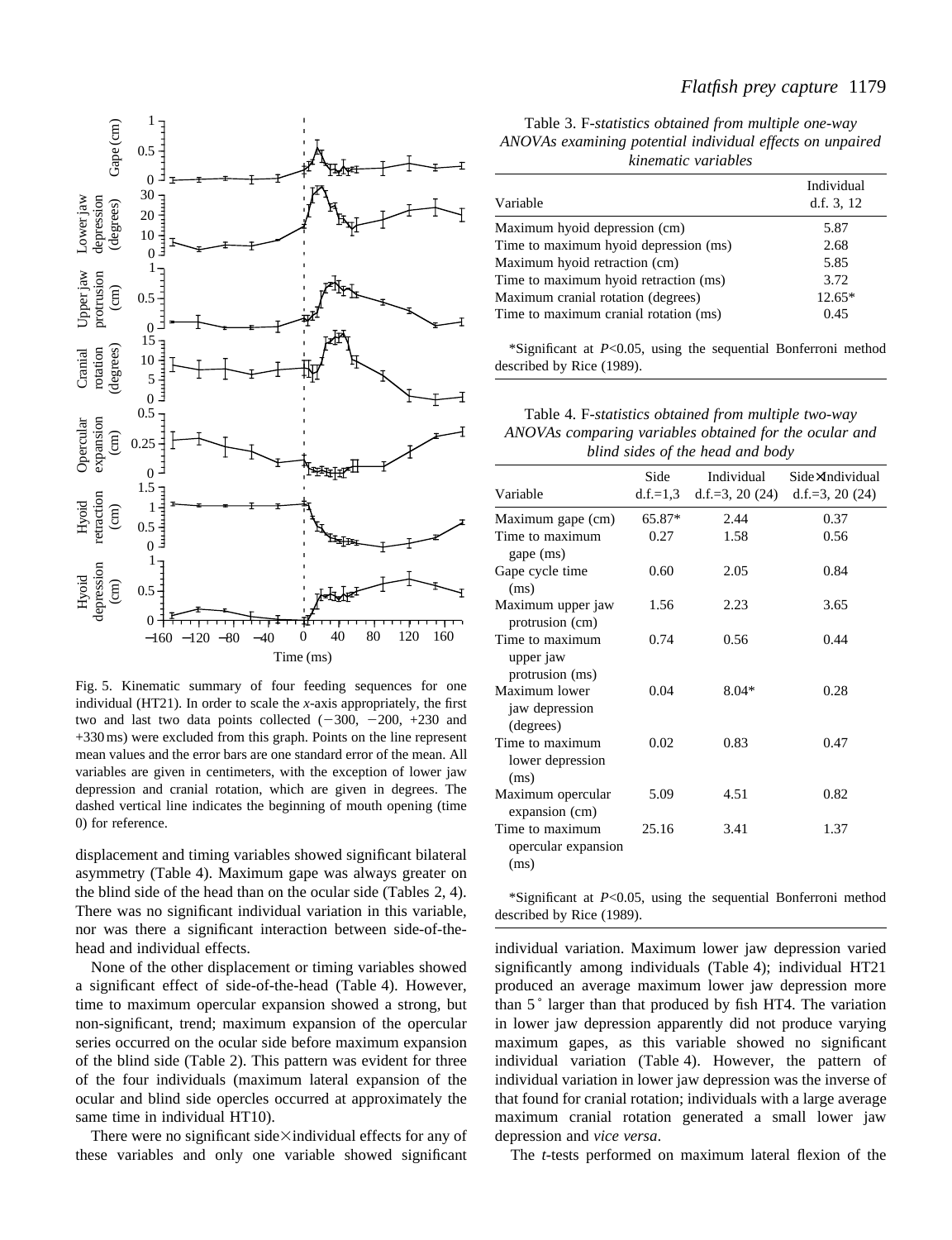Fig. 5. Kinematic summary of four feeding sequences for one individual (HT21). In order to scale the *x*-axis appropriately, the first two and last two data points collected (−300, −200, +230 and +330 ms) were excluded from this graph. Points on the line represent mean values and the error bars are one standard error of the mean. All variables are given in centimeters, with the exception of lower jaw depression and cranial rotation, which are given in degrees. The dashed vertical line indicates the beginning of mouth opening (time 0) for reference.

displacement and timing variables showed significant bilateral asymmetry (Table 4). Maximum gape was always greater on the blind side of the head than on the ocular side (Tables 2, 4). There was no significant individual variation in this variable, nor was there a significant interaction between side-of-the-head and individual effects.

None of the other displacement or timing variables showed a significant effect of side-of-the-head (Table 4). However, time to maximum opercular expansion showed a strong, but non-significant, trend; maximum expansion of the opercular series occurred on the ocular side before maximum expansion of the blind side (Table 2). This pattern was evident for three of the four individuals (maximum lateral expansion of the ocular and blind side opercles occurred at approximately the same time in individual HT10).

There were no significant side×individual effects for any of these variables and only one variable showed significant individual variation. Maximum lower jaw depression varied significantly among individuals (Table 4); individual HT21 produced an average maximum lower jaw depression more than 5° larger than that produced by fish HT4. The variation in lower jaw depression apparently did not produce varying maximum gapes, as this variable showed no significant individual variation (Table 4). However, the pattern of individual variation in lower jaw depression was the inverse of that found for cranial rotation; individuals with a large average maximum cranial rotation generated a small lower jaw depression and *vice versa*.

The *t*-tests performed on maximum lateral flexion of the

Table 3. F-*statistics obtained from multiple one-way ANOVAs examining potential individual effects on unpaired kinematic variables*

| Variable | Individual d.f. 3, 12 |
|---|---|
| Maximum hyoid depression (cm) | 5.87 |
| Time to maximum hyoid depression (ms) | 2.68 |
| Maximum hyoid retraction (cm) | 5.85 |
| Time to maximum hyoid retraction (ms) | 3.72 |
| Maximum cranial rotation (degrees) | 12.65* |
| Time to maximum cranial rotation (ms) | 0.45 |

*Significant at $P<0.05$, using the sequential Bonferroni method described by Rice (1989).

Table 4. F-*statistics obtained from multiple two-way ANOVAs comparing variables obtained for the ocular and blind sides of the head and body*

| Variable | Side d.f.=1,3 | Individual d.f.=3, 20 (24) | Side×Individual d.f.=3, 20 (24) |
|---|---|---|---|
| Maximum gape (cm) | 65.87* | 2.44 | 0.37 |
| Time to maximum gape (ms) | 0.27 | 1.58 | 0.56 |
| Gape cycle time (ms) | 0.60 | 2.05 | 0.84 |
| Maximum upper jaw protrusion (cm) | 1.56 | 2.23 | 3.65 |
| Time to maximum upper jaw protrusion (ms) | 0.74 | 0.56 | 0.44 |
| Maximum lower jaw depression (degrees) | 0.04 | 8.04* | 0.28 |
| Time to maximum lower depression (ms) | 0.02 | 0.83 | 0.47 |
| Maximum opercular expansion (cm) | 5.09 | 4.51 | 0.82 |
| Time to maximum opercular expansion (ms) | 25.16 | 3.41 | 1.37 |

*Significant at $P<0.05$, using the sequential Bonferroni method described by Rice (1989).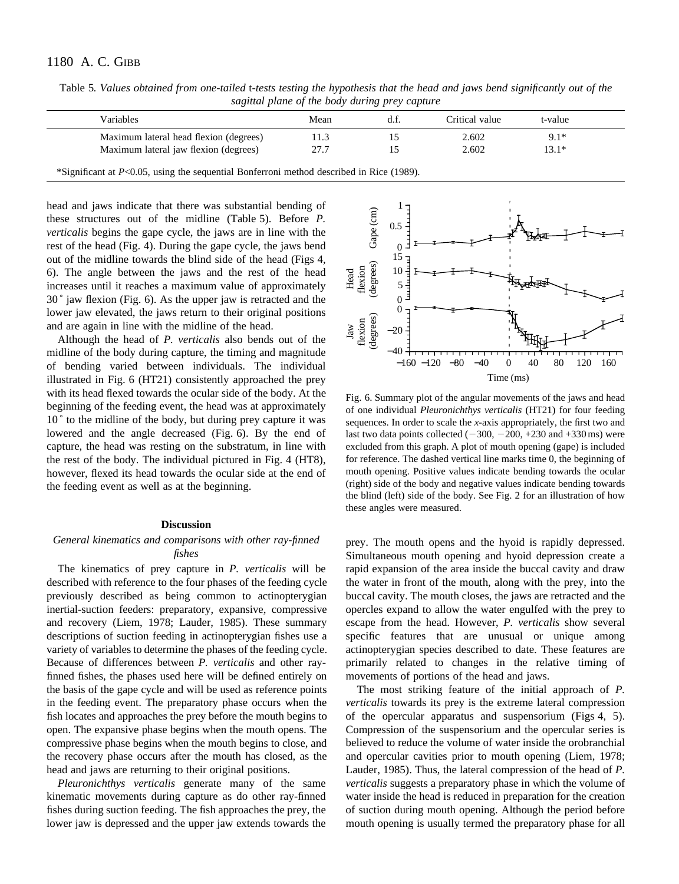Table 5. *Values obtained from one-tailed* t*-tests testing the hypothesis that the head and jaws bend significantly out of the sagittal plane of the body during prey capture*

| Variables | Mean | d.f. | Critical value | t-value |
|---|---|---|---|---|
| Maximum lateral head flexion (degrees) | 11.3 | 15 | 2.602 | 9.1* |
| Maximum lateral jaw flexion (degrees) | 27.7 | 15 | 2.602 | 13.1* |

*Significant at $P<0.05$, using the sequential Bonferroni method described in Rice (1989).

head and jaws indicate that there was substantial bending of these structures out of the midline (Table 5). Before *P. verticalis* begins the gape cycle, the jaws are in line with the rest of the head (Fig. 4). During the gape cycle, the jaws bend out of the midline towards the blind side of the head (Figs 4, 6). The angle between the jaws and the rest of the head increases until it reaches a maximum value of approximately 30° jaw flexion (Fig. 6). As the upper jaw is retracted and the lower jaw elevated, the jaws return to their original positions and are again in line with the midline of the head.

Although the head of *P. verticalis* also bends out of the midline of the body during capture, the timing and magnitude of bending varied between individuals. The individual illustrated in Fig. 6 (HT21) consistently approached the prey with its head flexed towards the ocular side of the body. At the beginning of the feeding event, the head was at approximately 10° to the midline of the body, but during prey capture it was lowered and the angle decreased (Fig. 6). By the end of capture, the head was resting on the substratum, in line with the rest of the body. The individual pictured in Fig. 4 (HT8), however, flexed its head towards the ocular side at the end of the feeding event as well as at the beginning.

Fig. 6. Summary plot of the angular movements of the jaws and head of one individual *Pleuronichthys verticalis* (HT21) for four feeding sequences. In order to scale the *x*-axis appropriately, the first two and last two data points collected (−300, −200, +230 and +330 ms) were excluded from this graph. A plot of mouth opening (gape) is included for reference. The dashed vertical line marks time 0, the beginning of mouth opening. Positive values indicate bending towards the ocular (right) side of the body and negative values indicate bending towards the blind (left) side of the body. See Fig. 2 for an illustration of how these angles were measured.

## Discussion

### *General kinematics and comparisons with other ray-finned fishes*

The kinematics of prey capture in *P. verticalis* will be described with reference to the four phases of the feeding cycle previously described as being common to actinopterygian inertial-suction feeders: preparatory, expansive, compressive and recovery (Liem, 1978; Lauder, 1985). These summary descriptions of suction feeding in actinopterygian fishes use a variety of variables to determine the phases of the feeding cycle. Because of differences between *P. verticalis* and other ray-finned fishes, the phases used here will be defined entirely on the basis of the gape cycle and will be used as reference points in the feeding event. The preparatory phase occurs when the fish locates and approaches the prey before the mouth begins to open. The expansive phase begins when the mouth opens. The compressive phase begins when the mouth begins to close, and the recovery phase occurs after the mouth has closed, as the head and jaws are returning to their original positions.

*Pleuronichthys verticalis* generate many of the same kinematic movements during capture as do other ray-finned fishes during suction feeding. The fish approaches the prey, the lower jaw is depressed and the upper jaw extends towards the prey. The mouth opens and the hyoid is rapidly depressed. Simultaneous mouth opening and hyoid depression create a rapid expansion of the area inside the buccal cavity and draw the water in front of the mouth, along with the prey, into the buccal cavity. The mouth closes, the jaws are retracted and the opercles expand to allow the water engulfed with the prey to escape from the head. However, *P. verticalis* show several specific features that are unusual or unique among actinopterygian species described to date. These features are primarily related to changes in the relative timing of movements of portions of the head and jaws.

The most striking feature of the initial approach of *P. verticalis* towards its prey is the extreme lateral compression of the opercular apparatus and suspensorium (Figs 4, 5). Compression of the suspensorium and the opercular series is believed to reduce the volume of water inside the orobranchial and opercular cavities prior to mouth opening (Liem, 1978; Lauder, 1985). Thus, the lateral compression of the head of *P. verticalis* suggests a preparatory phase in which the volume of water inside the head is reduced in preparation for the creation of suction during mouth opening. Although the period before mouth opening is usually termed the preparatory phase for all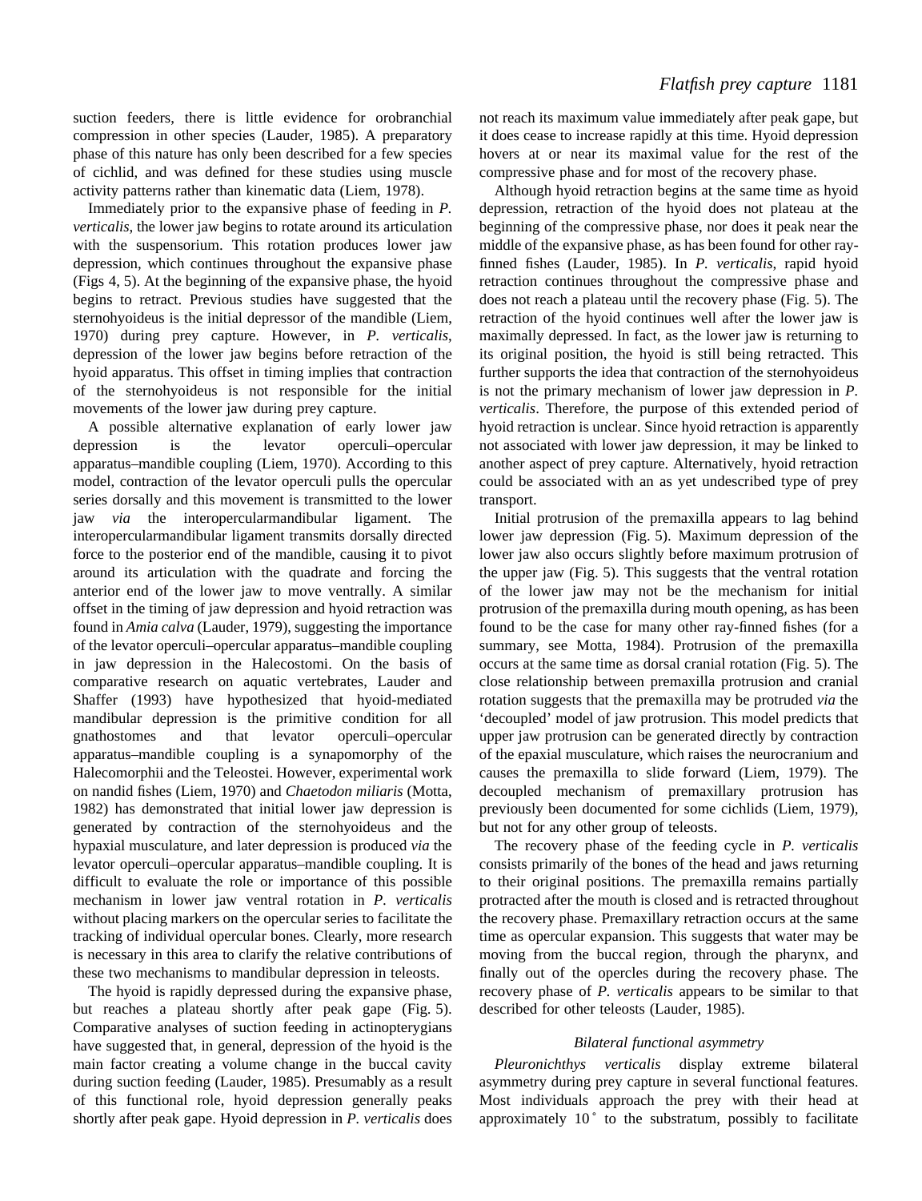suction feeders, there is little evidence for orobranchial compression in other species (Lauder, 1985). A preparatory phase of this nature has only been described for a few species of cichlid, and was defined for these studies using muscle activity patterns rather than kinematic data (Liem, 1978).

Immediately prior to the expansive phase of feeding in *P. verticalis*, the lower jaw begins to rotate around its articulation with the suspensorium. This rotation produces lower jaw depression, which continues throughout the expansive phase (Figs 4, 5). At the beginning of the expansive phase, the hyoid begins to retract. Previous studies have suggested that the sternohyoideus is the initial depressor of the mandible (Liem, 1970) during prey capture. However, in *P. verticalis*, depression of the lower jaw begins before retraction of the hyoid apparatus. This offset in timing implies that contraction of the sternohyoideus is not responsible for the initial movements of the lower jaw during prey capture.

A possible alternative explanation of early lower jaw depression is the levator operculi–opercular apparatus–mandible coupling (Liem, 1970). According to this model, contraction of the levator operculi pulls the opercular series dorsally and this movement is transmitted to the lower jaw *via* the interopercularmandibular ligament. The interopercularmandibular ligament transmits dorsally directed force to the posterior end of the mandible, causing it to pivot around its articulation with the quadrate and forcing the anterior end of the lower jaw to move ventrally. A similar offset in the timing of jaw depression and hyoid retraction was found in *Amia calva* (Lauder, 1979), suggesting the importance of the levator operculi–opercular apparatus–mandible coupling in jaw depression in the Halecostomi. On the basis of comparative research on aquatic vertebrates, Lauder and Shaffer (1993) have hypothesized that hyoid-mediated mandibular depression is the primitive condition for all gnathostomes and that levator operculi–opercular apparatus–mandible coupling is a synapomorphy of the Halecomorphii and the Teleostei. However, experimental work on nandid fishes (Liem, 1970) and *Chaetodon miliaris* (Motta, 1982) has demonstrated that initial lower jaw depression is generated by contraction of the sternohyoideus and the hypaxial musculature, and later depression is produced *via* the levator operculi–opercular apparatus–mandible coupling. It is difficult to evaluate the role or importance of this possible mechanism in lower jaw ventral rotation in *P. verticalis* without placing markers on the opercular series to facilitate the tracking of individual opercular bones. Clearly, more research is necessary in this area to clarify the relative contributions of these two mechanisms to mandibular depression in teleosts.

The hyoid is rapidly depressed during the expansive phase, but reaches a plateau shortly after peak gape (Fig. 5). Comparative analyses of suction feeding in actinopterygians have suggested that, in general, depression of the hyoid is the main factor creating a volume change in the buccal cavity during suction feeding (Lauder, 1985). Presumably as a result of this functional role, hyoid depression generally peaks shortly after peak gape. Hyoid depression in *P. verticalis* does not reach its maximum value immediately after peak gape, but it does cease to increase rapidly at this time. Hyoid depression hovers at or near its maximal value for the rest of the compressive phase and for most of the recovery phase.

Although hyoid retraction begins at the same time as hyoid depression, retraction of the hyoid does not plateau at the beginning of the compressive phase, nor does it peak near the middle of the expansive phase, as has been found for other ray-finned fishes (Lauder, 1985). In *P. verticalis*, rapid hyoid retraction continues throughout the compressive phase and does not reach a plateau until the recovery phase (Fig. 5). The retraction of the hyoid continues well after the lower jaw is maximally depressed. In fact, as the lower jaw is returning to its original position, the hyoid is still being retracted. This further supports the idea that contraction of the sternohyoideus is not the primary mechanism of lower jaw depression in *P. verticalis*. Therefore, the purpose of this extended period of hyoid retraction is unclear. Since hyoid retraction is apparently not associated with lower jaw depression, it may be linked to another aspect of prey capture. Alternatively, hyoid retraction could be associated with an as yet undescribed type of prey transport.

Initial protrusion of the premaxilla appears to lag behind lower jaw depression (Fig. 5). Maximum depression of the lower jaw also occurs slightly before maximum protrusion of the upper jaw (Fig. 5). This suggests that the ventral rotation of the lower jaw may not be the mechanism for initial protrusion of the premaxilla during mouth opening, as has been found to be the case for many other ray-finned fishes (for a summary, see Motta, 1984). Protrusion of the premaxilla occurs at the same time as dorsal cranial rotation (Fig. 5). The close relationship between premaxilla protrusion and cranial rotation suggests that the premaxilla may be protruded *via* the 'decoupled' model of jaw protrusion. This model predicts that upper jaw protrusion can be generated directly by contraction of the epaxial musculature, which raises the neurocranium and causes the premaxilla to slide forward (Liem, 1979). The decoupled mechanism of premaxillary protrusion has previously been documented for some cichlids (Liem, 1979), but not for any other group of teleosts.

The recovery phase of the feeding cycle in *P. verticalis* consists primarily of the bones of the head and jaws returning to their original positions. The premaxilla remains partially protracted after the mouth is closed and is retracted throughout the recovery phase. Premaxillary retraction occurs at the same time as opercular expansion. This suggests that water may be moving from the buccal region, through the pharynx, and finally out of the opercles during the recovery phase. The recovery phase of *P. verticalis* appears to be similar to that described for other teleosts (Lauder, 1985).

### *Bilateral functional asymmetry*

*Pleuronichthys verticalis* display extreme bilateral asymmetry during prey capture in several functional features. Most individuals approach the prey with their head at approximately 10 ˚ to the substratum, possibly to facilitate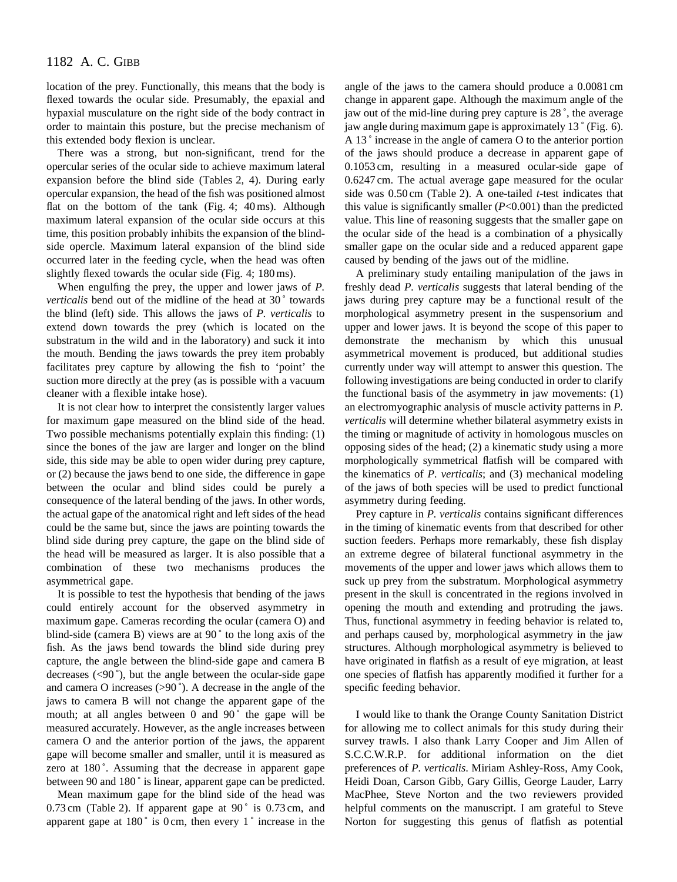location of the prey. Functionally, this means that the body is flexed towards the ocular side. Presumably, the epaxial and hypaxial musculature on the right side of the body contract in order to maintain this posture, but the precise mechanism of this extended body flexion is unclear.

There was a strong, but non-significant, trend for the opercular series of the ocular side to achieve maximum lateral expansion before the blind side (Tables 2, 4). During early opercular expansion, the head of the fish was positioned almost flat on the bottom of the tank (Fig. 4; 40 ms). Although maximum lateral expansion of the ocular side occurs at this time, this position probably inhibits the expansion of the blind-side opercle. Maximum lateral expansion of the blind side occurred later in the feeding cycle, when the head was often slightly flexed towards the ocular side (Fig. 4; 180 ms).

When engulfing the prey, the upper and lower jaws of *P. verticalis* bend out of the midline of the head at 30 ˚ towards the blind (left) side. This allows the jaws of *P. verticalis* to extend down towards the prey (which is located on the substratum in the wild and in the laboratory) and suck it into the mouth. Bending the jaws towards the prey item probably facilitates prey capture by allowing the fish to 'point' the suction more directly at the prey (as is possible with a vacuum cleaner with a flexible intake hose).

It is not clear how to interpret the consistently larger values for maximum gape measured on the blind side of the head. Two possible mechanisms potentially explain this finding: (1) since the bones of the jaw are larger and longer on the blind side, this side may be able to open wider during prey capture, or (2) because the jaws bend to one side, the difference in gape between the ocular and blind sides could be purely a consequence of the lateral bending of the jaws. In other words, the actual gape of the anatomical right and left sides of the head could be the same but, since the jaws are pointing towards the blind side during prey capture, the gape on the blind side of the head will be measured as larger. It is also possible that a combination of these two mechanisms produces the asymmetrical gape.

It is possible to test the hypothesis that bending of the jaws could entirely account for the observed asymmetry in maximum gape. Cameras recording the ocular (camera O) and blind-side (camera B) views are at 90 ˚ to the long axis of the fish. As the jaws bend towards the blind side during prey capture, the angle between the blind-side gape and camera B decreases (<90 ˚), but the angle between the ocular-side gape and camera O increases (>90 ˚). A decrease in the angle of the jaws to camera B will not change the apparent gape of the mouth; at all angles between 0 and 90 ˚ the gape will be measured accurately. However, as the angle increases between camera O and the anterior portion of the jaws, the apparent gape will become smaller and smaller, until it is measured as zero at 180 ˚. Assuming that the decrease in apparent gape between 90 and 180 ˚ is linear, apparent gape can be predicted.

Mean maximum gape for the blind side of the head was 0.73 cm (Table 2). If apparent gape at 90 ˚ is 0.73 cm, and apparent gape at 180 ˚ is 0 cm, then every 1 ˚ increase in the angle of the jaws to the camera should produce a 0.0081 cm change in apparent gape. Although the maximum angle of the jaw out of the mid-line during prey capture is 28 ˚, the average jaw angle during maximum gape is approximately 13 ˚ (Fig. 6). A 13 ˚ increase in the angle of camera O to the anterior portion of the jaws should produce a decrease in apparent gape of 0.1053 cm, resulting in a measured ocular-side gape of 0.6247 cm. The actual average gape measured for the ocular side was 0.50 cm (Table 2). A one-tailed *t*-test indicates that this value is significantly smaller ($P<0.001$) than the predicted value. This line of reasoning suggests that the smaller gape on the ocular side of the head is a combination of a physically smaller gape on the ocular side and a reduced apparent gape caused by bending of the jaws out of the midline.

A preliminary study entailing manipulation of the jaws in freshly dead *P. verticalis* suggests that lateral bending of the jaws during prey capture may be a functional result of the morphological asymmetry present in the suspensorium and upper and lower jaws. It is beyond the scope of this paper to demonstrate the mechanism by which this unusual asymmetrical movement is produced, but additional studies currently under way will attempt to answer this question. The following investigations are being conducted in order to clarify the functional basis of the asymmetry in jaw movements: (1) an electromyographic analysis of muscle activity patterns in *P. verticalis* will determine whether bilateral asymmetry exists in the timing or magnitude of activity in homologous muscles on opposing sides of the head; (2) a kinematic study using a more morphologically symmetrical flatfish will be compared with the kinematics of *P. verticalis*; and (3) mechanical modeling of the jaws of both species will be used to predict functional asymmetry during feeding.

Prey capture in *P. verticalis* contains significant differences in the timing of kinematic events from that described for other suction feeders. Perhaps more remarkably, these fish display an extreme degree of bilateral functional asymmetry in the movements of the upper and lower jaws which allows them to suck up prey from the substratum. Morphological asymmetry present in the skull is concentrated in the regions involved in opening the mouth and extending and protruding the jaws. Thus, functional asymmetry in feeding behavior is related to, and perhaps caused by, morphological asymmetry in the jaw structures. Although morphological asymmetry is believed to have originated in flatfish as a result of eye migration, at least one species of flatfish has apparently modified it further for a specific feeding behavior.

I would like to thank the Orange County Sanitation District for allowing me to collect animals for this study during their survey trawls. I also thank Larry Cooper and Jim Allen of S.C.C.W.R.P. for additional information on the diet preferences of *P. verticalis*. Miriam Ashley-Ross, Amy Cook, Heidi Doan, Carson Gibb, Gary Gillis, George Lauder, Larry MacPhee, Steve Norton and the two reviewers provided helpful comments on the manuscript. I am grateful to Steve Norton for suggesting this genus of flatfish as potential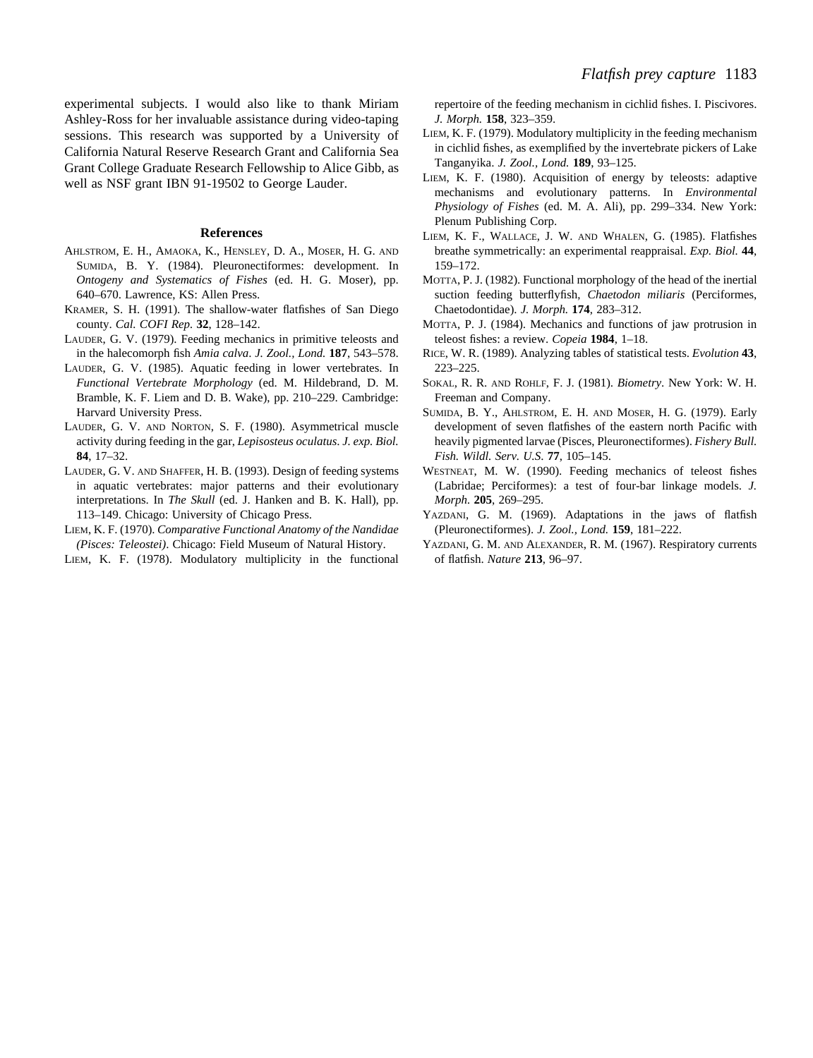experimental subjects. I would also like to thank Miriam Ashley-Ross for her invaluable assistance during video-taping sessions. This research was supported by a University of California Natural Reserve Research Grant and California Sea Grant College Graduate Research Fellowship to Alice Gibb, as well as NSF grant IBN 91-19502 to George Lauder.

## References

Ahlstrom, E. H., Amaoka, K., Hensley, D. A., Moser, H. G. and Sumida, B. Y. (1984). Pleuronectiformes: development. In *Ontogeny and Systematics of Fishes* (ed. H. G. Moser), pp. 640–670. Lawrence, KS: Allen Press.

Kramer, S. H. (1991). The shallow-water flatfishes of San Diego county. *Cal. COFI Rep.* **32**, 128–142.

Lauder, G. V. (1979). Feeding mechanics in primitive teleosts and in the halecomorph fish *Amia calva*. *J. Zool., Lond.* **187**, 543–578.

Lauder, G. V. (1985). Aquatic feeding in lower vertebrates. In *Functional Vertebrate Morphology* (ed. M. Hildebrand, D. M. Bramble, K. F. Liem and D. B. Wake), pp. 210–229. Cambridge: Harvard University Press.

Lauder, G. V. and Norton, S. F. (1980). Asymmetrical muscle activity during feeding in the gar, *Lepisosteus oculatus*. *J. exp. Biol.* **84**, 17–32.

Lauder, G. V. and Shaffer, H. B. (1993). Design of feeding systems in aquatic vertebrates: major patterns and their evolutionary interpretations. In *The Skull* (ed. J. Hanken and B. K. Hall), pp. 113–149. Chicago: University of Chicago Press.

Liem, K. F. (1970). *Comparative Functional Anatomy of the Nandidae (Pisces: Teleostei)*. Chicago: Field Museum of Natural History.

Liem, K. F. (1978). Modulatory multiplicity in the functional repertoire of the feeding mechanism in cichlid fishes. I. Piscivores. *J. Morph.* **158**, 323–359.

Liem, K. F. (1979). Modulatory multiplicity in the feeding mechanism in cichlid fishes, as exemplified by the invertebrate pickers of Lake Tanganyika. *J. Zool., Lond.* **189**, 93–125.

Liem, K. F. (1980). Acquisition of energy by teleosts: adaptive mechanisms and evolutionary patterns. In *Environmental Physiology of Fishes* (ed. M. A. Ali), pp. 299–334. New York: Plenum Publishing Corp.

Liem, K. F., Wallace, J. W. and Whalen, G. (1985). Flatfishes breathe symmetrically: an experimental reappraisal. *Exp. Biol.* **44**, 159–172.

Motta, P. J. (1982). Functional morphology of the head of the inertial suction feeding butterflyfish, *Chaetodon miliaris* (Perciformes, Chaetodontidae). *J. Morph.* **174**, 283–312.

Motta, P. J. (1984). Mechanics and functions of jaw protrusion in teleost fishes: a review. *Copeia* **1984**, 1–18.

Rice, W. R. (1989). Analyzing tables of statistical tests. *Evolution* **43**, 223–225.

Sokal, R. R. and Rohlf, F. J. (1981). *Biometry*. New York: W. H. Freeman and Company.

Sumida, B. Y., Ahlstrom, E. H. and Moser, H. G. (1979). Early development of seven flatfishes of the eastern north Pacific with heavily pigmented larvae (Pisces, Pleuronectiformes). *Fishery Bull. Fish. Wildl. Serv. U.S.* **77**, 105–145.

Westneat, M. W. (1990). Feeding mechanics of teleost fishes (Labridae; Perciformes): a test of four-bar linkage models. *J. Morph.* **205**, 269–295.

Yazdani, G. M. (1969). Adaptations in the jaws of flatfish (Pleuronectiformes). *J. Zool., Lond.* **159**, 181–222.

Yazdani, G. M. and Alexander, R. M. (1967). Respiratory currents of flatfish. *Nature* **213**, 96–97.